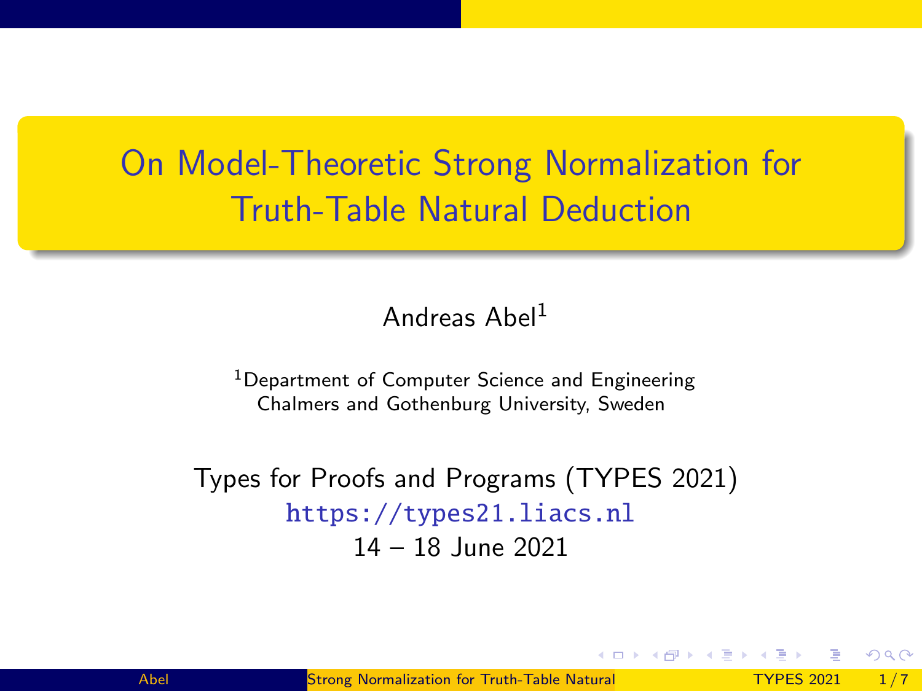# On Model-Theoretic Strong Normalization for Truth-Table Natural Deduction

Andreas Abel[1]

[1]Department of Computer Science and Engineering
Chalmers and Gothenburg University, Sweden

Types for Proofs and Programs (TYPES 2021)
https://types21.liacs.nl
14 – 18 June 2021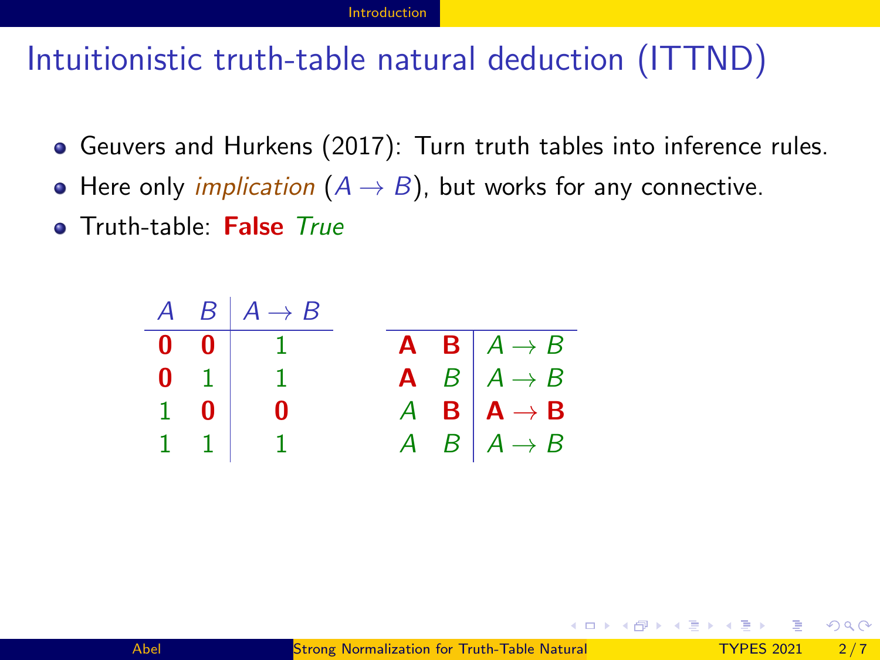# Intuitionistic truth-table natural deduction (ITTND)

- Geuvers and Hurkens (2017): Turn truth tables into inference rules.
- Here only *implication* ($A \to B$), but works for any connective.
- Truth-table: **False** *True*

| $A$ | $B$ | $A \to B$ |
|---|---|---|
| **0** | **0** | 1 |
| **0** | 1 | 1 |
| 1 | **0** | **0** |
| 1 | 1 | 1 |

| | | |
|---|---|---|
| **A** | **B** | $A \to B$ |
| **A** | $B$ | $A \to B$ |
| $A$ | **B** | **A → B** |
| $A$ | $B$ | $A \to B$ |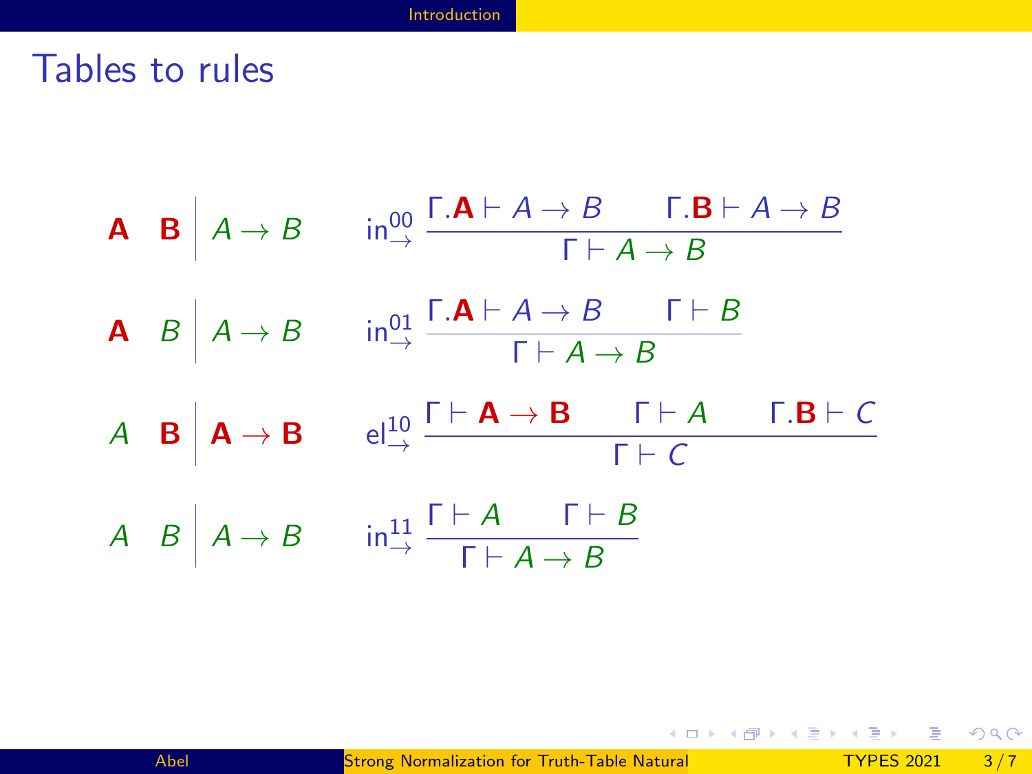# Tables to rules

$$\mathbf{A} \quad \mathbf{B} \;\Big|\; A \to B \qquad \mathrm{in}^{00}_{\to}\ \frac{\Gamma.\mathbf{A} \vdash A \to B \qquad \Gamma.\mathbf{B} \vdash A \to B}{\Gamma \vdash A \to B}$$

$$\mathbf{A} \quad B \;\Big|\; A \to B \qquad \mathrm{in}^{01}_{\to}\ \frac{\Gamma.\mathbf{A} \vdash A \to B \qquad \Gamma \vdash B}{\Gamma \vdash A \to B}$$

$$A \quad \mathbf{B} \;\Big|\; \mathbf{A} \to \mathbf{B} \qquad \mathrm{el}^{10}_{\to}\ \frac{\Gamma \vdash \mathbf{A} \to \mathbf{B} \qquad \Gamma \vdash A \qquad \Gamma.\mathbf{B} \vdash C}{\Gamma \vdash C}$$

$$A \quad B \;\Big|\; A \to B \qquad \mathrm{in}^{11}_{\to}\ \frac{\Gamma \vdash A \qquad \Gamma \vdash B}{\Gamma \vdash A \to B}$$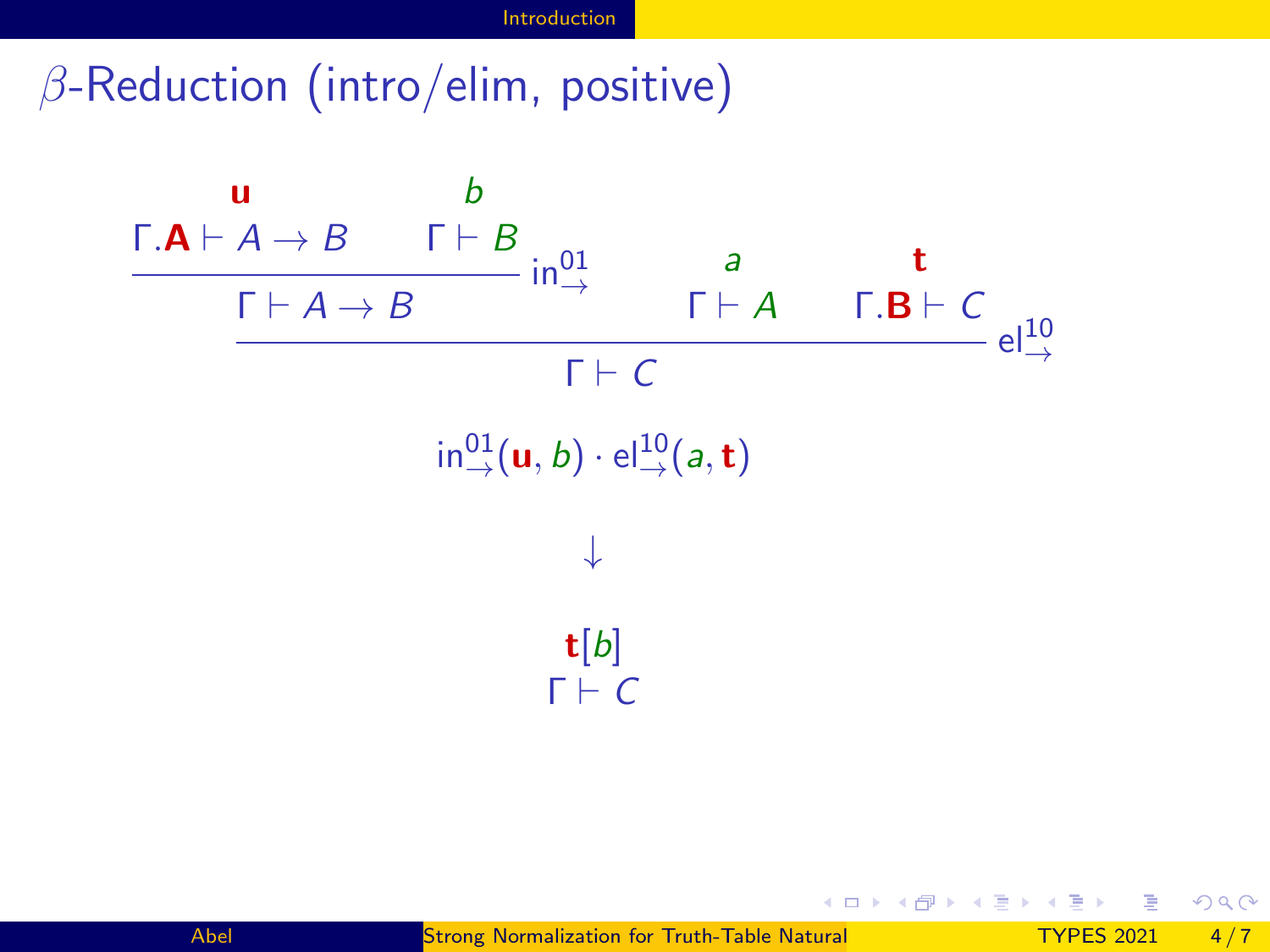# $\beta$-Reduction (intro/elim, positive)

$$
\dfrac{\dfrac{\overset{\mathbf{u}}{\Gamma.\mathbf{A} \vdash A \to B} \qquad \overset{b}{\Gamma \vdash B}}{\Gamma \vdash A \to B}\,\mathsf{in}^{01}_{\to} \qquad \overset{a}{\Gamma \vdash A} \qquad \overset{\mathbf{t}}{\Gamma.\mathbf{B} \vdash C}}{\Gamma \vdash C}\,\mathsf{el}^{10}_{\to}
$$

$$
\mathsf{in}^{01}_{\to}(\mathbf{u}, b) \cdot \mathsf{el}^{10}_{\to}(a, \mathbf{t})
$$

$$
\downarrow
$$

$$
\mathbf{t}[b]
$$

$$
\Gamma \vdash C
$$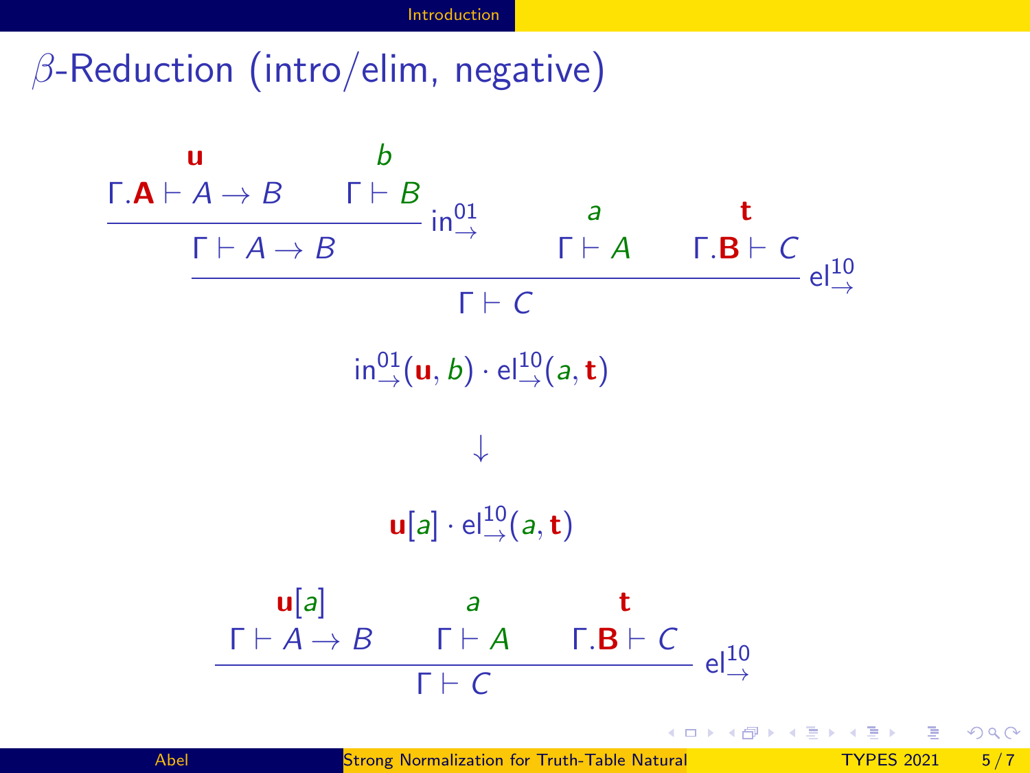# $\beta$-Reduction (intro/elim, negative)

$$
\dfrac{\dfrac{\overset{\mathbf{u}}{\Gamma.\mathbf{A} \vdash A \to B} \qquad \overset{b}{\Gamma \vdash B}}{\Gamma \vdash A \to B}\,\mathsf{in}^{01}_{\to} \qquad \overset{a}{\Gamma \vdash A} \qquad \overset{\mathbf{t}}{\Gamma.\mathbf{B} \vdash C}}{\Gamma \vdash C}\,\mathsf{el}^{10}_{\to}
$$

$$
\mathsf{in}^{01}_{\to}(\mathbf{u}, b) \cdot \mathsf{el}^{10}_{\to}(a, \mathbf{t})
$$

$$
\downarrow
$$

$$
\mathbf{u}[a] \cdot \mathsf{el}^{10}_{\to}(a, \mathbf{t})
$$

$$
\dfrac{\overset{\mathbf{u}[a]}{\Gamma \vdash A \to B} \qquad \overset{a}{\Gamma \vdash A} \qquad \overset{\mathbf{t}}{\Gamma.\mathbf{B} \vdash C}}{\Gamma \vdash C}\,\mathsf{el}^{10}_{\to}
$$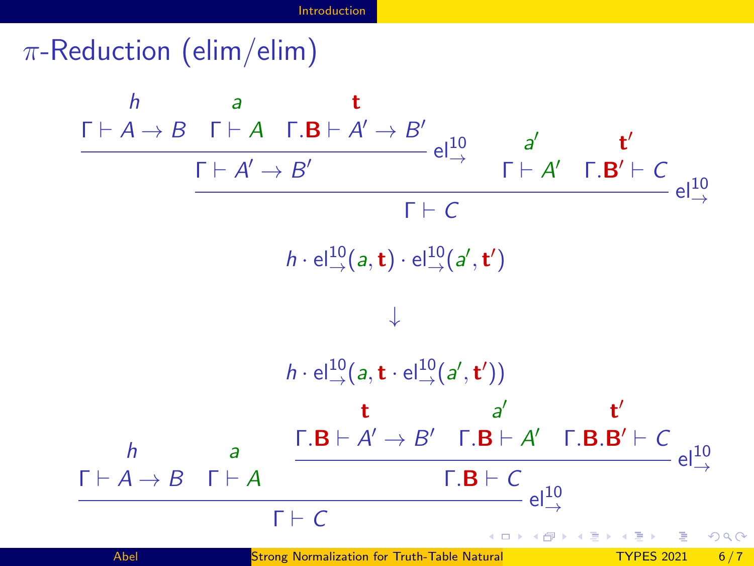# $\pi$-Reduction (elim/elim)

$$
\dfrac{\dfrac{\overset{h}{\Gamma \vdash A \to B} \quad \overset{a}{\Gamma \vdash A} \quad \overset{\mathbf{t}}{\Gamma.\mathbf{B} \vdash A' \to B'}}{\Gamma \vdash A' \to B'}\,\mathsf{el}^{10}_{\to} \quad \overset{a'}{\Gamma \vdash A'} \quad \overset{\mathbf{t}'}{\Gamma.\mathbf{B}' \vdash C}}{\Gamma \vdash C}\,\mathsf{el}^{10}_{\to}
$$

$$
h \cdot \mathsf{el}^{10}_{\to}(a, \mathbf{t}) \cdot \mathsf{el}^{10}_{\to}(a', \mathbf{t}')
$$

$$
\downarrow
$$

$$
h \cdot \mathsf{el}^{10}_{\to}(a, \mathbf{t} \cdot \mathsf{el}^{10}_{\to}(a', \mathbf{t}'))
$$

$$
\dfrac{\overset{h}{\Gamma \vdash A \to B} \quad \overset{a}{\Gamma \vdash A} \quad \dfrac{\overset{\mathbf{t}}{\Gamma.\mathbf{B} \vdash A' \to B'} \quad \overset{a'}{\Gamma.\mathbf{B} \vdash A'} \quad \overset{\mathbf{t}'}{\Gamma.\mathbf{B}.\mathbf{B}' \vdash C}}{\Gamma.\mathbf{B} \vdash C}\,\mathsf{el}^{10}_{\to}}{\Gamma \vdash C}\,\mathsf{el}^{10}_{\to}
$$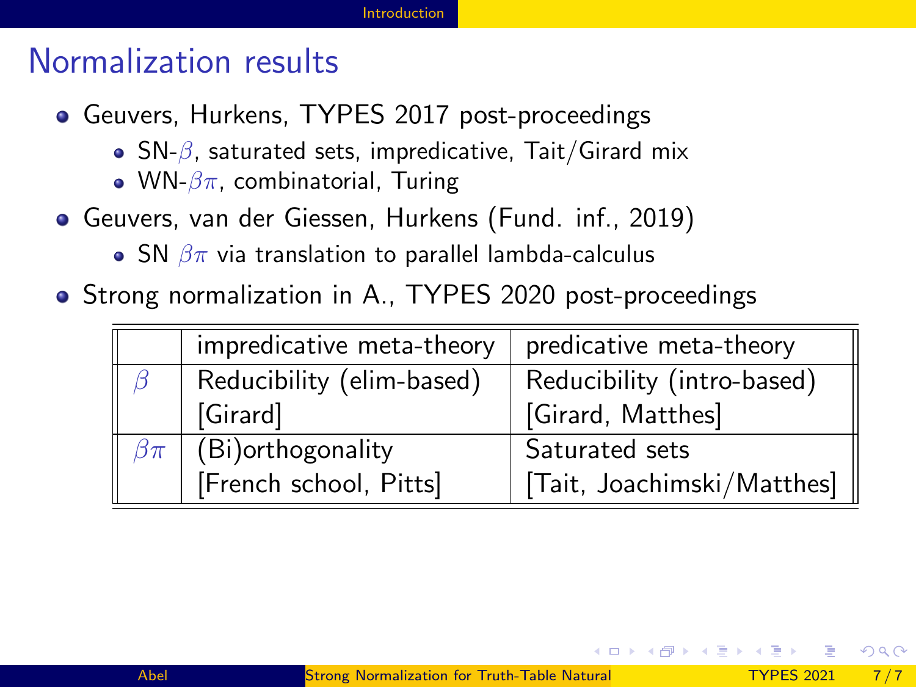## Normalization results

- Geuvers, Hurkens, TYPES 2017 post-proceedings
  - SN-$\beta$, saturated sets, impredicative, Tait/Girard mix
  - WN-$\beta\pi$, combinatorial, Turing
- Geuvers, van der Giessen, Hurkens (Fund. inf., 2019)
  - SN $\beta\pi$ via translation to parallel lambda-calculus
- Strong normalization in A., TYPES 2020 post-proceedings

| | impredicative meta-theory | predicative meta-theory |
|---|---|---|
| $\beta$ | Reducibility (elim-based) [Girard] | Reducibility (intro-based) [Girard, Matthes] |
| $\beta\pi$ | (Bi)orthogonality [French school, Pitts] | Saturated sets [Tait, Joachimski/Matthes] |